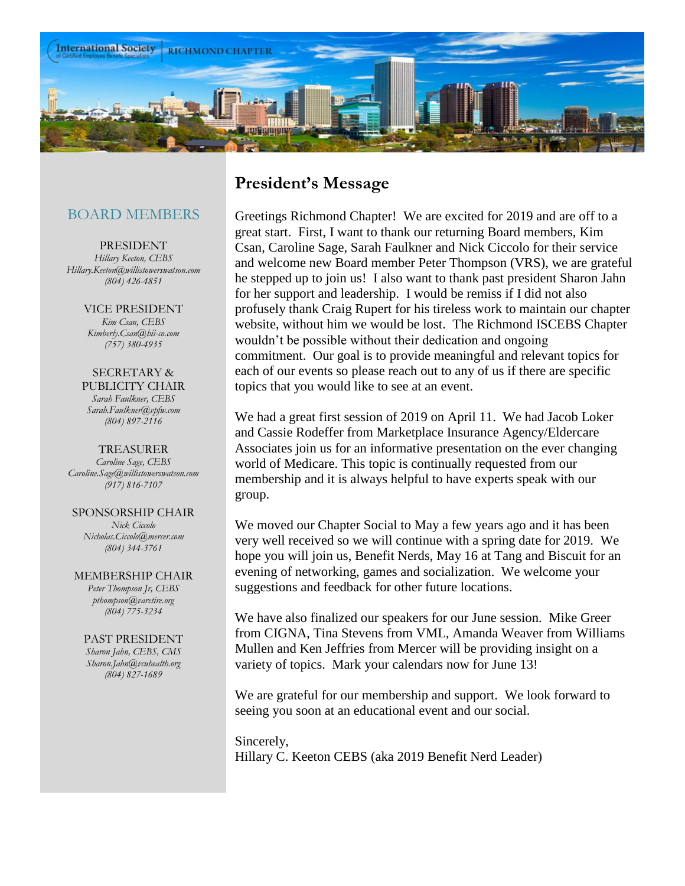International Society of Certified Employee Benefit Specialists | RICHMOND CHAPTER

## BOARD MEMBERS

PRESIDENT
*Hillary Keeton, CEBS*
*Hillary.Keeton@willistowerswatson.com*
*(804) 426-4851*

VICE PRESIDENT
*Kim Csan, CEBS*
*Kimberly.Csan@hii-co.com*
*(757) 380-4935*

SECRETARY & PUBLICITY CHAIR
*Sarah Faulkner, CEBS*
*Sarah.Faulkner@vpfw.com*
*(804) 897-2116*

TREASURER
*Caroline Sage, CEBS*
*Caroline.Sage@willistowerswatson.com*
*(917) 816-7107*

SPONSORSHIP CHAIR
*Nick Ciccolo*
*Nicholas.Ciccolo@mercer.com*
*(804) 344-3761*

MEMBERSHIP CHAIR
*Peter Thompson Jr, CEBS*
*pthompson@varetire.org*
*(804) 775-3234*

PAST PRESIDENT
*Sharon Jahn, CEBS, CMS*
*Sharon.Jahn@vcuhealth.org*
*(804) 827-1689*

# President's Message

Greetings Richmond Chapter! We are excited for 2019 and are off to a great start. First, I want to thank our returning Board members, Kim Csan, Caroline Sage, Sarah Faulkner and Nick Ciccolo for their service and welcome new Board member Peter Thompson (VRS), we are grateful he stepped up to join us! I also want to thank past president Sharon Jahn for her support and leadership. I would be remiss if I did not also profusely thank Craig Rupert for his tireless work to maintain our chapter website, without him we would be lost. The Richmond ISCEBS Chapter wouldn't be possible without their dedication and ongoing commitment. Our goal is to provide meaningful and relevant topics for each of our events so please reach out to any of us if there are specific topics that you would like to see at an event.

We had a great first session of 2019 on April 11. We had Jacob Loker and Cassie Rodeffer from Marketplace Insurance Agency/Eldercare Associates join us for an informative presentation on the ever changing world of Medicare. This topic is continually requested from our membership and it is always helpful to have experts speak with our group.

We moved our Chapter Social to May a few years ago and it has been very well received so we will continue with a spring date for 2019. We hope you will join us, Benefit Nerds, May 16 at Tang and Biscuit for an evening of networking, games and socialization. We welcome your suggestions and feedback for other future locations.

We have also finalized our speakers for our June session. Mike Greer from CIGNA, Tina Stevens from VML, Amanda Weaver from Williams Mullen and Ken Jeffries from Mercer will be providing insight on a variety of topics. Mark your calendars now for June 13!

We are grateful for our membership and support. We look forward to seeing you soon at an educational event and our social.

Sincerely,
Hillary C. Keeton CEBS (aka 2019 Benefit Nerd Leader)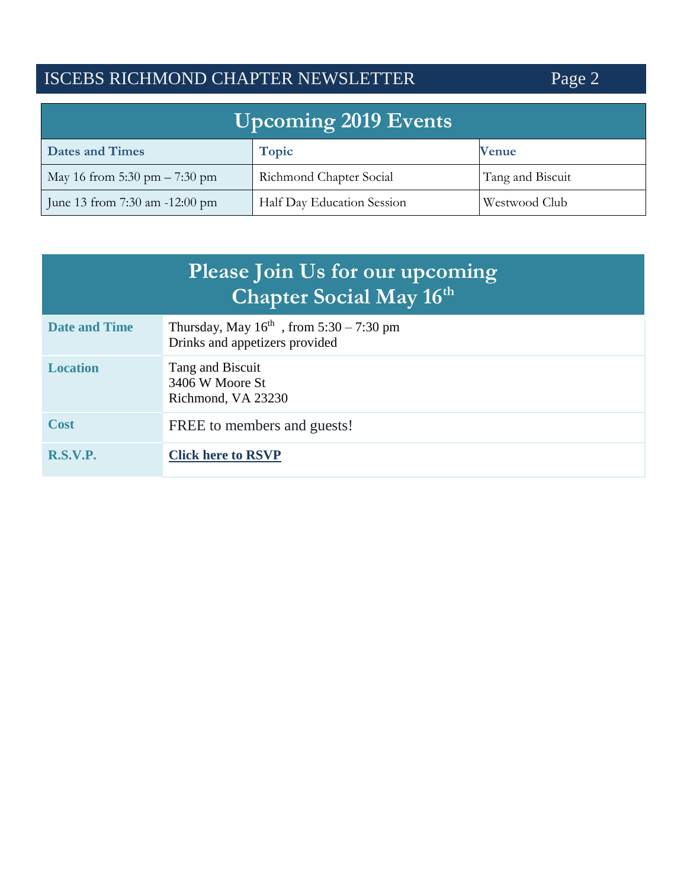## Upcoming 2019 Events

| Dates and Times | Topic | Venue |
|---|---|---|
| May 16 from 5:30 pm – 7:30 pm | Richmond Chapter Social | Tang and Biscuit |
| June 13 from 7:30 am -12:00 pm | Half Day Education Session | Westwood Club |

## Please Join Us for our upcoming Chapter Social May 16th

| | |
|---|---|
| **Date and Time** | Thursday, May 16th , from 5:30 – 7:30 pm<br>Drinks and appetizers provided |
| **Location** | Tang and Biscuit<br>3406 W Moore St<br>Richmond, VA 23230 |
| **Cost** | FREE to members and guests! |
| **R.S.V.P.** | **Click here to RSVP** |